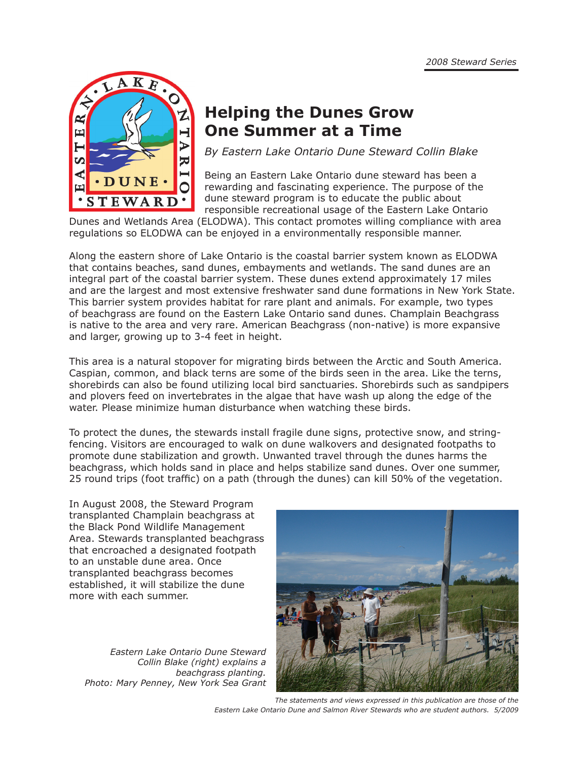2008 Steward Series

# Helping the Dunes Grow One Summer at a Time

*By Eastern Lake Ontario Dune Steward Collin Blake*

Being an Eastern Lake Ontario dune steward has been a rewarding and fascinating experience. The purpose of the dune steward program is to educate the public about responsible recreational usage of the Eastern Lake Ontario Dunes and Wetlands Area (ELODWA). This contact promotes willing compliance with area regulations so ELODWA can be enjoyed in a environmentally responsible manner.

Along the eastern shore of Lake Ontario is the coastal barrier system known as ELODWA that contains beaches, sand dunes, embayments and wetlands. The sand dunes are an integral part of the coastal barrier system. These dunes extend approximately 17 miles and are the largest and most extensive freshwater sand dune formations in New York State. This barrier system provides habitat for rare plant and animals. For example, two types of beachgrass are found on the Eastern Lake Ontario sand dunes. Champlain Beachgrass is native to the area and very rare. American Beachgrass (non-native) is more expansive and larger, growing up to 3-4 feet in height.

This area is a natural stopover for migrating birds between the Arctic and South America. Caspian, common, and black terns are some of the birds seen in the area. Like the terns, shorebirds can also be found utilizing local bird sanctuaries. Shorebirds such as sandpipers and plovers feed on invertebrates in the algae that have wash up along the edge of the water. Please minimize human disturbance when watching these birds.

To protect the dunes, the stewards install fragile dune signs, protective snow, and string-fencing. Visitors are encouraged to walk on dune walkovers and designated footpaths to promote dune stabilization and growth. Unwanted travel through the dunes harms the beachgrass, which holds sand in place and helps stabilize sand dunes. Over one summer, 25 round trips (foot traffic) on a path (through the dunes) can kill 50% of the vegetation.

In August 2008, the Steward Program transplanted Champlain beachgrass at the Black Pond Wildlife Management Area. Stewards transplanted beachgrass that encroached a designated footpath to an unstable dune area. Once transplanted beachgrass becomes established, it will stabilize the dune more with each summer.

*Eastern Lake Ontario Dune Steward Collin Blake (right) explains a beachgrass planting. Photo: Mary Penney, New York Sea Grant*

*The statements and views expressed in this publication are those of the Eastern Lake Ontario Dune and Salmon River Stewards who are student authors. 5/2009*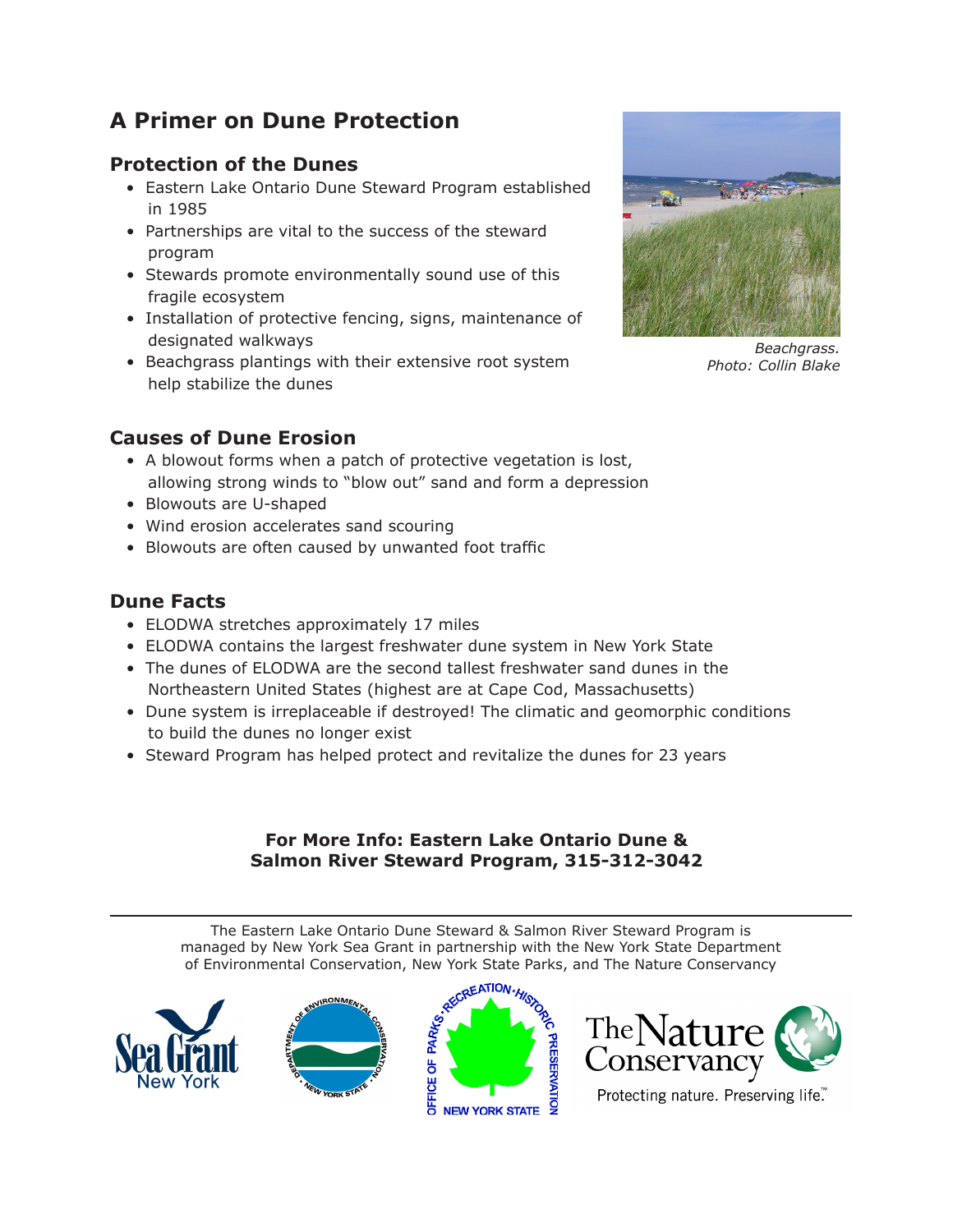# A Primer on Dune Protection

## Protection of the Dunes

- Eastern Lake Ontario Dune Steward Program established in 1985
- Partnerships are vital to the success of the steward program
- Stewards promote environmentally sound use of this fragile ecosystem
- Installation of protective fencing, signs, maintenance of designated walkways
- Beachgrass plantings with their extensive root system help stabilize the dunes

*Beachgrass. Photo: Collin Blake*

## Causes of Dune Erosion

- A blowout forms when a patch of protective vegetation is lost, allowing strong winds to "blow out" sand and form a depression
- Blowouts are U-shaped
- Wind erosion accelerates sand scouring
- Blowouts are often caused by unwanted foot traffic

## Dune Facts

- ELODWA stretches approximately 17 miles
- ELODWA contains the largest freshwater dune system in New York State
- The dunes of ELODWA are the second tallest freshwater sand dunes in the Northeastern United States (highest are at Cape Cod, Massachusetts)
- Dune system is irreplaceable if destroyed! The climatic and geomorphic conditions to build the dunes no longer exist
- Steward Program has helped protect and revitalize the dunes for 23 years

**For More Info: Eastern Lake Ontario Dune & Salmon River Steward Program, 315-312-3042**

---

The Eastern Lake Ontario Dune Steward & Salmon River Steward Program is managed by New York Sea Grant in partnership with the New York State Department of Environmental Conservation, New York State Parks, and The Nature Conservancy

Sea Grant New York

Department of Environmental Conservation • New York State

Office of Parks, Recreation, Historic Preservation • New York State

The Nature Conservancy — Protecting nature. Preserving life.™